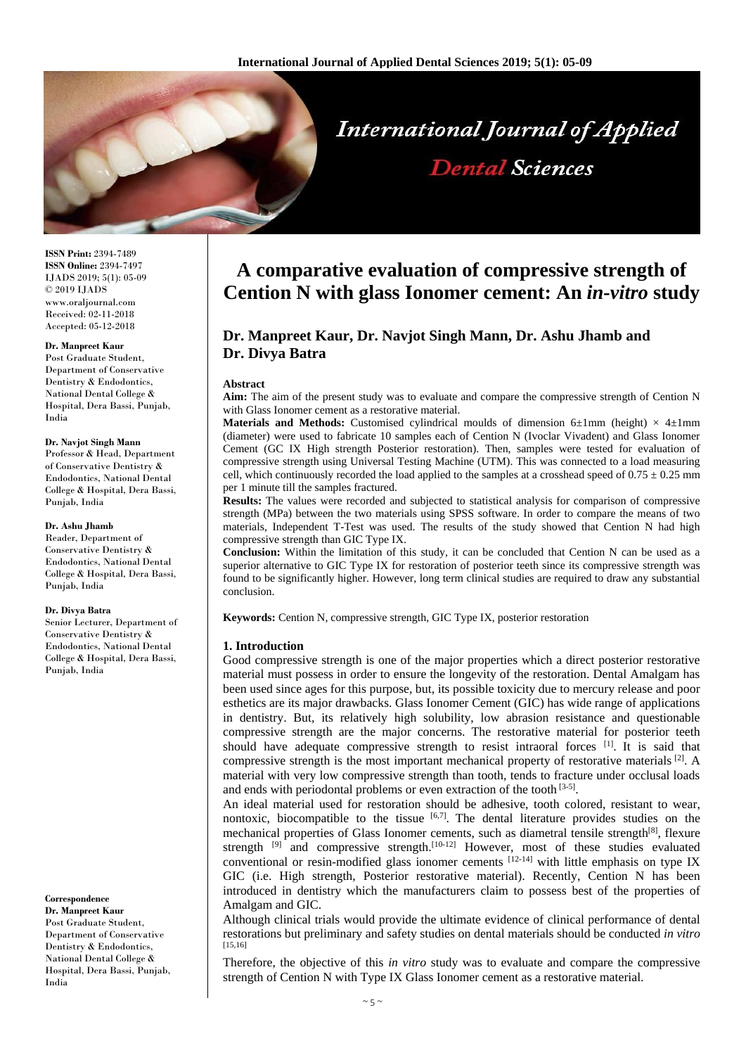**ISSN Print:** 2394-7489
**ISSN Online:** 2394-7497
IJADS 2019; 5(1): 05-09
© 2019 IJADS
www.oraljournal.com
Received: 02-11-2018
Accepted: 05-12-2018

**Dr. Manpreet Kaur**
Post Graduate Student, Department of Conservative Dentistry & Endodontics, National Dental College & Hospital, Dera Bassi, Punjab, India

**Dr. Navjot Singh Mann**
Professor & Head, Department of Conservative Dentistry & Endodontics, National Dental College & Hospital, Dera Bassi, Punjab, India

**Dr. Ashu Jhamb**
Reader, Department of Conservative Dentistry & Endodontics, National Dental College & Hospital, Dera Bassi, Punjab, India

**Dr. Divya Batra**
Senior Lecturer, Department of Conservative Dentistry & Endodontics, National Dental College & Hospital, Dera Bassi, Punjab, India

**Correspondence**
**Dr. Manpreet Kaur**
Post Graduate Student, Department of Conservative Dentistry & Endodontics, National Dental College & Hospital, Dera Bassi, Punjab, India

# A comparative evaluation of compressive strength of Cention N with glass Ionomer cement: An *in-vitro* study

## Dr. Manpreet Kaur, Dr. Navjot Singh Mann, Dr. Ashu Jhamb and Dr. Divya Batra

**Abstract**

**Aim:** The aim of the present study was to evaluate and compare the compressive strength of Cention N with Glass Ionomer cement as a restorative material.

**Materials and Methods:** Customised cylindrical moulds of dimension 6±1mm (height) × 4±1mm (diameter) were used to fabricate 10 samples each of Cention N (Ivoclar Vivadent) and Glass Ionomer Cement (GC IX High strength Posterior restoration). Then, samples were tested for evaluation of compressive strength using Universal Testing Machine (UTM). This was connected to a load measuring cell, which continuously recorded the load applied to the samples at a crosshead speed of 0.75 ± 0.25 mm per 1 minute till the samples fractured.

**Results:** The values were recorded and subjected to statistical analysis for comparison of compressive strength (MPa) between the two materials using SPSS software. In order to compare the means of two materials, Independent T-Test was used. The results of the study showed that Cention N had high compressive strength than GIC Type IX.

**Conclusion:** Within the limitation of this study, it can be concluded that Cention N can be used as a superior alternative to GIC Type IX for restoration of posterior teeth since its compressive strength was found to be significantly higher. However, long term clinical studies are required to draw any substantial conclusion.

**Keywords:** Cention N, compressive strength, GIC Type IX, posterior restoration

### 1. Introduction

Good compressive strength is one of the major properties which a direct posterior restorative material must possess in order to ensure the longevity of the restoration. Dental Amalgam has been used since ages for this purpose, but, its possible toxicity due to mercury release and poor esthetics are its major drawbacks. Glass Ionomer Cement (GIC) has wide range of applications in dentistry. But, its relatively high solubility, low abrasion resistance and questionable compressive strength are the major concerns. The restorative material for posterior teeth should have adequate compressive strength to resist intraoral forces [1]. It is said that compressive strength is the most important mechanical property of restorative materials [2]. A material with very low compressive strength than tooth, tends to fracture under occlusal loads and ends with periodontal problems or even extraction of the tooth [3-5].

An ideal material used for restoration should be adhesive, tooth colored, resistant to wear, nontoxic, biocompatible to the tissue [6,7]. The dental literature provides studies on the mechanical properties of Glass Ionomer cements, such as diametral tensile strength[8], flexure strength [9] and compressive strength.[10-12] However, most of these studies evaluated conventional or resin-modified glass ionomer cements [12-14] with little emphasis on type IX GIC (i.e. High strength, Posterior restorative material). Recently, Cention N has been introduced in dentistry which the manufacturers claim to possess best of the properties of Amalgam and GIC.

Although clinical trials would provide the ultimate evidence of clinical performance of dental restorations but preliminary and safety studies on dental materials should be conducted *in vitro* [15,16]

Therefore, the objective of this *in vitro* study was to evaluate and compare the compressive strength of Cention N with Type IX Glass Ionomer cement as a restorative material.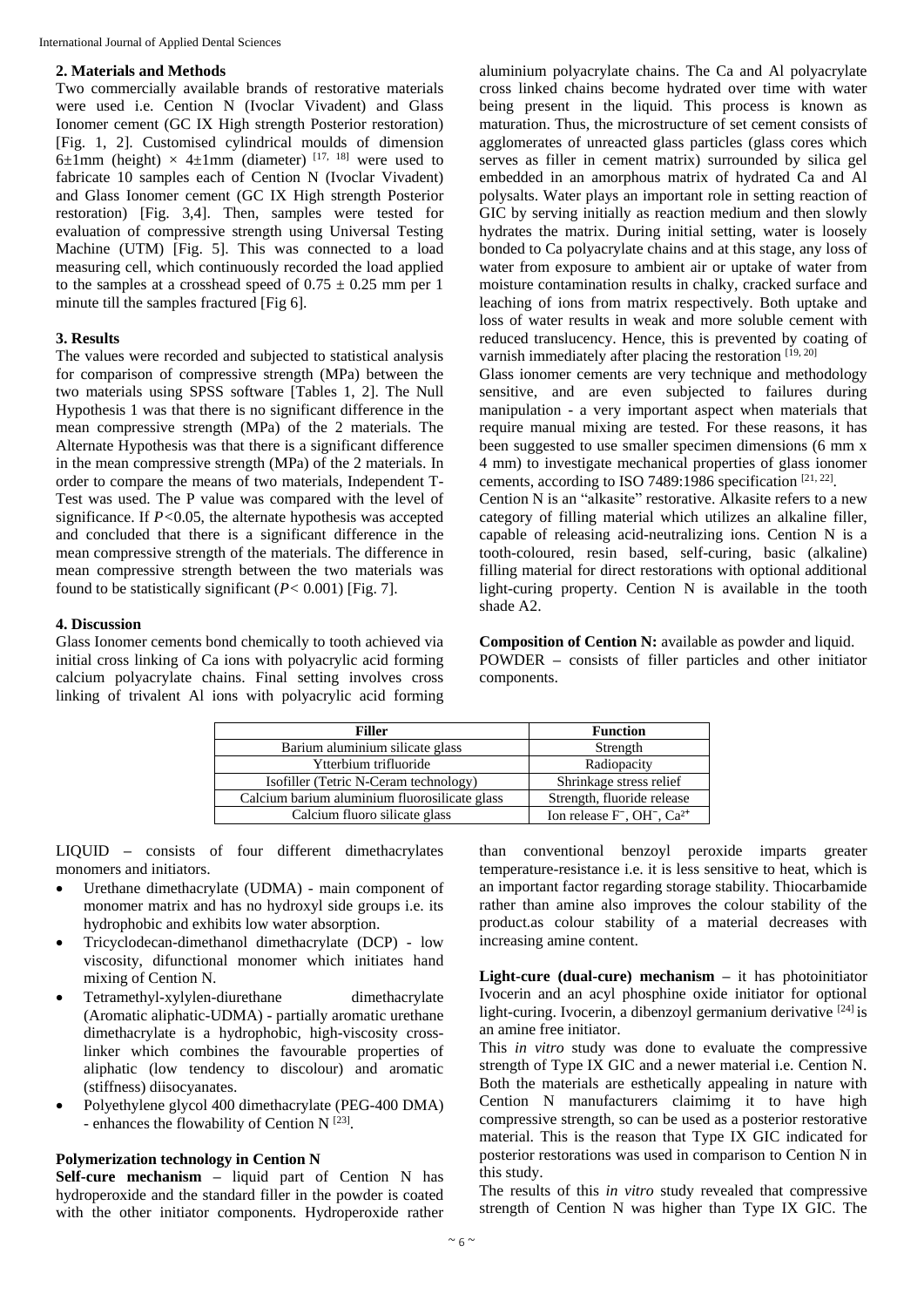## 2. Materials and Methods

Two commercially available brands of restorative materials were used i.e. Cention N (Ivoclar Vivadent) and Glass Ionomer cement (GC IX High strength Posterior restoration) [Fig. 1, 2]. Customised cylindrical moulds of dimension 6±1mm (height) × 4±1mm (diameter) [17, 18] were used to fabricate 10 samples each of Cention N (Ivoclar Vivadent) and Glass Ionomer cement (GC IX High strength Posterior restoration) [Fig. 3,4]. Then, samples were tested for evaluation of compressive strength using Universal Testing Machine (UTM) [Fig. 5]. This was connected to a load measuring cell, which continuously recorded the load applied to the samples at a crosshead speed of 0.75 ± 0.25 mm per 1 minute till the samples fractured [Fig 6].

## 3. Results

The values were recorded and subjected to statistical analysis for comparison of compressive strength (MPa) between the two materials using SPSS software [Tables 1, 2]. The Null Hypothesis 1 was that there is no significant difference in the mean compressive strength (MPa) of the 2 materials. The Alternate Hypothesis was that there is a significant difference in the mean compressive strength (MPa) of the 2 materials. In order to compare the means of two materials, Independent T-Test was used. The P value was compared with the level of significance. If $P<0.05$, the alternate hypothesis was accepted and concluded that there is a significant difference in the mean compressive strength of the materials. The difference in mean compressive strength between the two materials was found to be statistically significant ($P< 0.001$) [Fig. 7].

## 4. Discussion

Glass Ionomer cements bond chemically to tooth achieved via initial cross linking of Ca ions with polyacrylic acid forming calcium polyacrylate chains. Final setting involves cross linking of trivalent Al ions with polyacrylic acid forming aluminium polyacrylate chains. The Ca and Al polyacrylate cross linked chains become hydrated over time with water being present in the liquid. This process is known as maturation. Thus, the microstructure of set cement consists of agglomerates of unreacted glass particles (glass cores which serves as filler in cement matrix) surrounded by silica gel embedded in an amorphous matrix of hydrated Ca and Al polysalts. Water plays an important role in setting reaction of GIC by serving initially as reaction medium and then slowly hydrates the matrix. During initial setting, water is loosely bonded to Ca polyacrylate chains and at this stage, any loss of water from exposure to ambient air or uptake of water from moisture contamination results in chalky, cracked surface and leaching of ions from matrix respectively. Both uptake and loss of water results in weak and more soluble cement with reduced translucency. Hence, this is prevented by coating of varnish immediately after placing the restoration [19, 20]

Glass ionomer cements are very technique and methodology sensitive, and are even subjected to failures during manipulation - a very important aspect when materials that require manual mixing are tested. For these reasons, it has been suggested to use smaller specimen dimensions (6 mm x 4 mm) to investigate mechanical properties of glass ionomer cements, according to ISO 7489:1986 specification [21, 22].

Cention N is an "alkasite" restorative. Alkasite refers to a new category of filling material which utilizes an alkaline filler, capable of releasing acid-neutralizing ions. Cention N is a tooth-coloured, resin based, self-curing, basic (alkaline) filling material for direct restorations with optional additional light-curing property. Cention N is available in the tooth shade A2.

**Composition of Cention N:** available as powder and liquid.

POWDER – consists of filler particles and other initiator components.

| Filler | Function |
|---|---|
| Barium aluminium silicate glass | Strength |
| Ytterbium trifluoride | Radiopacity |
| Isofiller (Tetric N-Ceram technology) | Shrinkage stress relief |
| Calcium barium aluminium fluorosilicate glass | Strength, fluoride release |
| Calcium fluoro silicate glass | Ion release $F^-$, $OH^-$, $Ca^{2+}$ |

LIQUID – consists of four different dimethacrylates monomers and initiators.

- Urethane dimethacrylate (UDMA) - main component of monomer matrix and has no hydroxyl side groups i.e. its hydrophobic and exhibits low water absorption.
- Tricyclodecan-dimethanol dimethacrylate (DCP) - low viscosity, difunctional monomer which initiates hand mixing of Cention N.
- Tetramethyl-xylylen-diurethane dimethacrylate (Aromatic aliphatic-UDMA) - partially aromatic urethane dimethacrylate is a hydrophobic, high-viscosity cross-linker which combines the favourable properties of aliphatic (low tendency to discolour) and aromatic (stiffness) diisocyanates.
- Polyethylene glycol 400 dimethacrylate (PEG-400 DMA) - enhances the flowability of Cention N [23].

### Polymerization technology in Cention N

**Self-cure mechanism –** liquid part of Cention N has hydroperoxide and the standard filler in the powder is coated with the other initiator components. Hydroperoxide rather than conventional benzoyl peroxide imparts greater temperature-resistance i.e. it is less sensitive to heat, which is an important factor regarding storage stability. Thiocarbamide rather than amine also improves the colour stability of the product.as colour stability of a material decreases with increasing amine content.

**Light-cure (dual-cure) mechanism –** it has photoinitiator Ivocerin and an acyl phosphine oxide initiator for optional light-curing. Ivocerin, a dibenzoyl germanium derivative [24] is an amine free initiator.

This *in vitro* study was done to evaluate the compressive strength of Type IX GIC and a newer material i.e. Cention N. Both the materials are esthetically appealing in nature with Cention N manufacturers claimimg it to have high compressive strength, so can be used as a posterior restorative material. This is the reason that Type IX GIC indicated for posterior restorations was used in comparison to Cention N in this study.

The results of this *in vitro* study revealed that compressive strength of Cention N was higher than Type IX GIC. The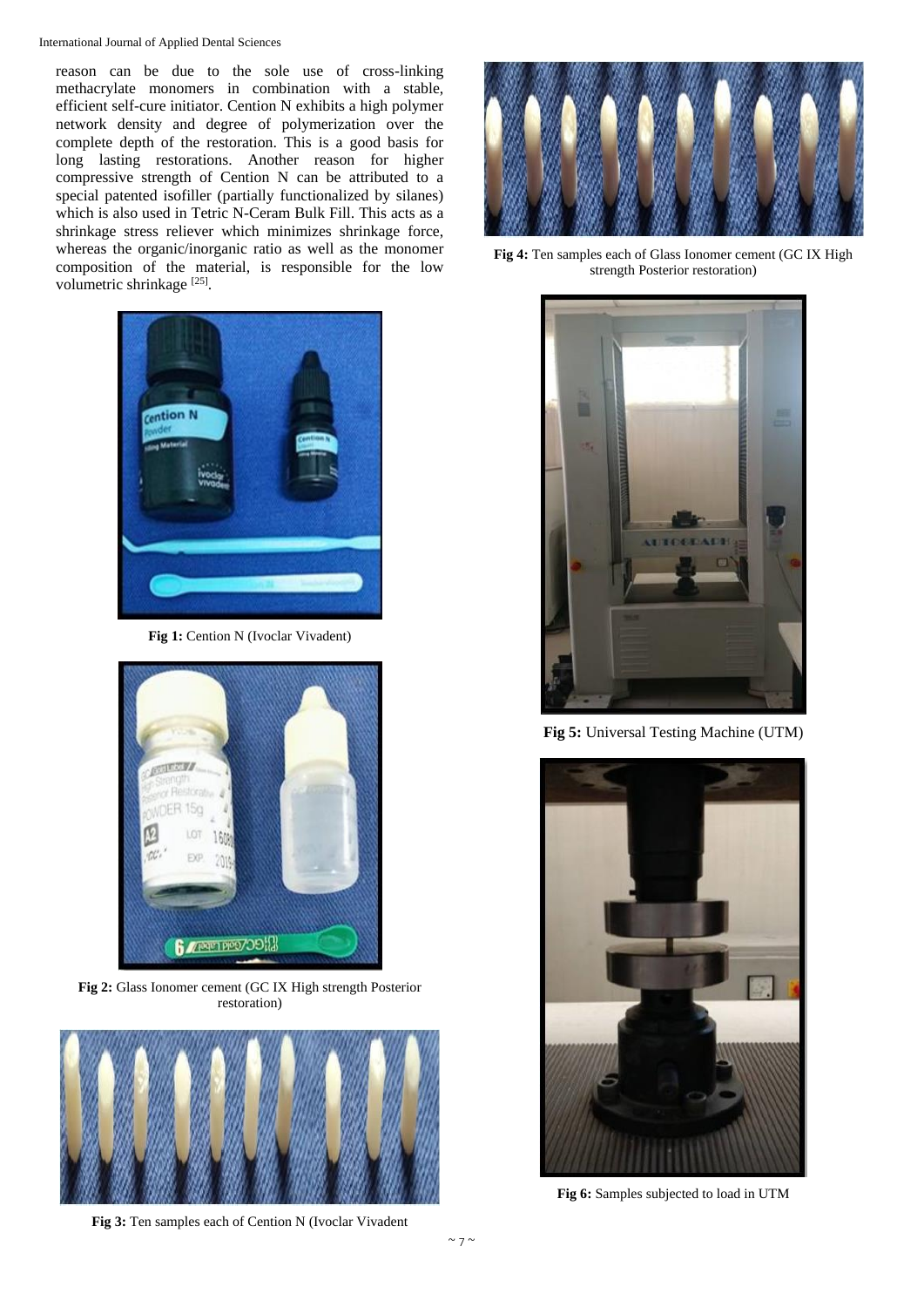reason can be due to the sole use of cross-linking methacrylate monomers in combination with a stable, efficient self-cure initiator. Cention N exhibits a high polymer network density and degree of polymerization over the complete depth of the restoration. This is a good basis for long lasting restorations. Another reason for higher compressive strength of Cention N can be attributed to a special patented isofiller (partially functionalized by silanes) which is also used in Tetric N-Ceram Bulk Fill. This acts as a shrinkage stress reliever which minimizes shrinkage force, whereas the organic/inorganic ratio as well as the monomer composition of the material, is responsible for the low volumetric shrinkage [25].

**Fig 1:** Cention N (Ivoclar Vivadent)

**Fig 2:** Glass Ionomer cement (GC IX High strength Posterior restoration)

**Fig 3:** Ten samples each of Cention N (Ivoclar Vivadent

**Fig 4:** Ten samples each of Glass Ionomer cement (GC IX High strength Posterior restoration)

**Fig 5:** Universal Testing Machine (UTM)

**Fig 6:** Samples subjected to load in UTM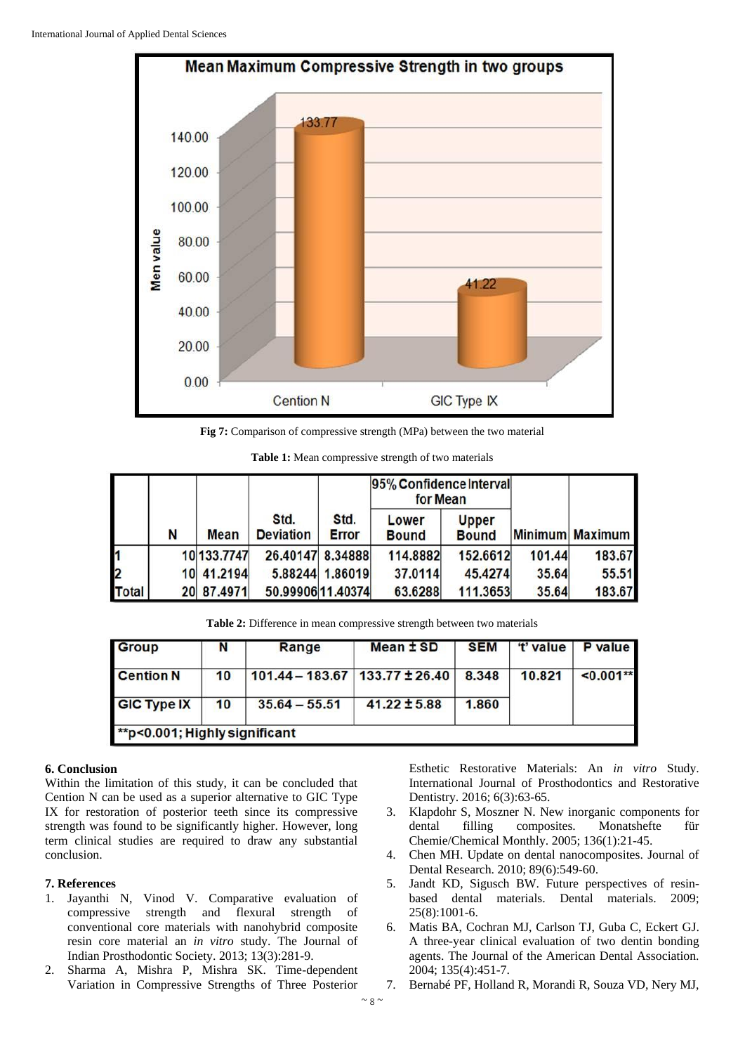Fig 7: Comparison of compressive strength (MPa) between the two material

**Table 1:** Mean compressive strength of two materials

| | N | Mean | Std. Deviation | Std. Error | 95% Confidence Interval for Mean | | Minimum | Maximum |
|---|---|---|---|---|---|---|---|---|
| | | | | | Lower Bound | Upper Bound | | |
| 1 | 10 | 133.7747 | 26.40147 | 8.34888 | 114.8882 | 152.6612 | 101.44 | 183.67 |
| 2 | 10 | 41.2194 | 5.88244 | 1.86019 | 37.0114 | 45.4274 | 35.64 | 55.51 |
| Total | 20 | 87.4971 | 50.99906 | 11.40374 | 63.6288 | 111.3653 | 35.64 | 183.67 |

**Table 2:** Difference in mean compressive strength between two materials

| Group | N | Range | Mean ± SD | SEM | 't' value | P value |
|---|---|---|---|---|---|---|
| Cention N | 10 | 101.44 – 183.67 | 133.77 ± 26.40 | 8.348 | 10.821 | <0.001** |
| GIC Type IX | 10 | 35.64 – 55.51 | 41.22 ± 5.88 | 1.860 | | |
| **p<0.001; Highly significant | | | | | | |

## 6. Conclusion

Within the limitation of this study, it can be concluded that Cention N can be used as a superior alternative to GIC Type IX for restoration of posterior teeth since its compressive strength was found to be significantly higher. However, long term clinical studies are required to draw any substantial conclusion.

## 7. References

1. Jayanthi N, Vinod V. Comparative evaluation of compressive strength and flexural strength of conventional core materials with nanohybrid composite resin core material an *in vitro* study. The Journal of Indian Prosthodontic Society. 2013; 13(3):281-9.
2. Sharma A, Mishra P, Mishra SK. Time-dependent Variation in Compressive Strengths of Three Posterior Esthetic Restorative Materials: An *in vitro* Study. International Journal of Prosthodontics and Restorative Dentistry. 2016; 6(3):63-65.
3. Klapdohr S, Moszner N. New inorganic components for dental filling composites. Monatshefte für Chemie/Chemical Monthly. 2005; 136(1):21-45.
4. Chen MH. Update on dental nanocomposites. Journal of Dental Research. 2010; 89(6):549-60.
5. Jandt KD, Sigusch BW. Future perspectives of resin-based dental materials. Dental materials. 2009; 25(8):1001-6.
6. Matis BA, Cochran MJ, Carlson TJ, Guba C, Eckert GJ. A three-year clinical evaluation of two dentin bonding agents. The Journal of the American Dental Association. 2004; 135(4):451-7.
7. Bernabé PF, Holland R, Morandi R, Souza VD, Nery MJ,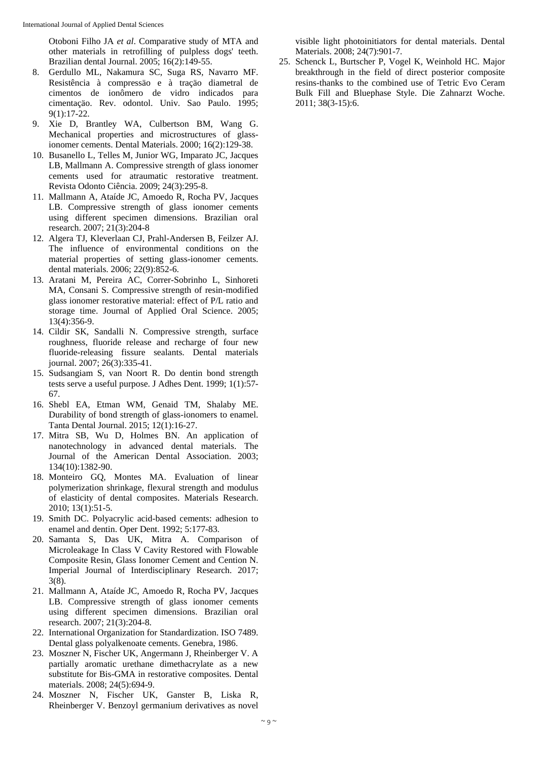Otoboni Filho JA *et al*. Comparative study of MTA and other materials in retrofilling of pulpless dogs' teeth. Brazilian dental Journal. 2005; 16(2):149-55.

8. Gerdullo ML, Nakamura SC, Suga RS, Navarro MF. Resistência à compressão e à tração diametral de cimentos de ionômero de vidro indicados para cimentação. Rev. odontol. Univ. Sao Paulo. 1995; 9(1):17-22.
9. Xie D, Brantley WA, Culbertson BM, Wang G. Mechanical properties and microstructures of glass-ionomer cements. Dental Materials. 2000; 16(2):129-38.
10. Busanello L, Telles M, Junior WG, Imparato JC, Jacques LB, Mallmann A. Compressive strength of glass ionomer cements used for atraumatic restorative treatment. Revista Odonto Ciência. 2009; 24(3):295-8.
11. Mallmann A, Ataíde JC, Amoedo R, Rocha PV, Jacques LB. Compressive strength of glass ionomer cements using different specimen dimensions. Brazilian oral research. 2007; 21(3):204-8
12. Algera TJ, Kleverlaan CJ, Prahl-Andersen B, Feilzer AJ. The influence of environmental conditions on the material properties of setting glass-ionomer cements. dental materials. 2006; 22(9):852-6.
13. Aratani M, Pereira AC, Correr-Sobrinho L, Sinhoreti MA, Consani S. Compressive strength of resin-modified glass ionomer restorative material: effect of P/L ratio and storage time. Journal of Applied Oral Science. 2005; 13(4):356-9.
14. Cildir SK, Sandalli N. Compressive strength, surface roughness, fluoride release and recharge of four new fluoride-releasing fissure sealants. Dental materials journal. 2007; 26(3):335-41.
15. Sudsangiam S, van Noort R. Do dentin bond strength tests serve a useful purpose. J Adhes Dent. 1999; 1(1):57-67.
16. Shebl EA, Etman WM, Genaid TM, Shalaby ME. Durability of bond strength of glass-ionomers to enamel. Tanta Dental Journal. 2015; 12(1):16-27.
17. Mitra SB, Wu D, Holmes BN. An application of nanotechnology in advanced dental materials. The Journal of the American Dental Association. 2003; 134(10):1382-90.
18. Monteiro GQ, Montes MA. Evaluation of linear polymerization shrinkage, flexural strength and modulus of elasticity of dental composites. Materials Research. 2010; 13(1):51-5.
19. Smith DC. Polyacrylic acid-based cements: adhesion to enamel and dentin. Oper Dent. 1992; 5:177-83.
20. Samanta S, Das UK, Mitra A. Comparison of Microleakage In Class V Cavity Restored with Flowable Composite Resin, Glass Ionomer Cement and Cention N. Imperial Journal of Interdisciplinary Research. 2017; 3(8).
21. Mallmann A, Ataíde JC, Amoedo R, Rocha PV, Jacques LB. Compressive strength of glass ionomer cements using different specimen dimensions. Brazilian oral research. 2007; 21(3):204-8.
22. International Organization for Standardization. ISO 7489. Dental glass polyalkenoate cements. Genebra, 1986.
23. Moszner N, Fischer UK, Angermann J, Rheinberger V. A partially aromatic urethane dimethacrylate as a new substitute for Bis-GMA in restorative composites. Dental materials. 2008; 24(5):694-9.
24. Moszner N, Fischer UK, Ganster B, Liska R, Rheinberger V. Benzoyl germanium derivatives as novel visible light photoinitiators for dental materials. Dental Materials. 2008; 24(7):901-7.
25. Schenck L, Burtscher P, Vogel K, Weinhold HC. Major breakthrough in the field of direct posterior composite resins-thanks to the combined use of Tetric Evo Ceram Bulk Fill and Bluephase Style. Die Zahnarzt Woche. 2011; 38(3-15):6.